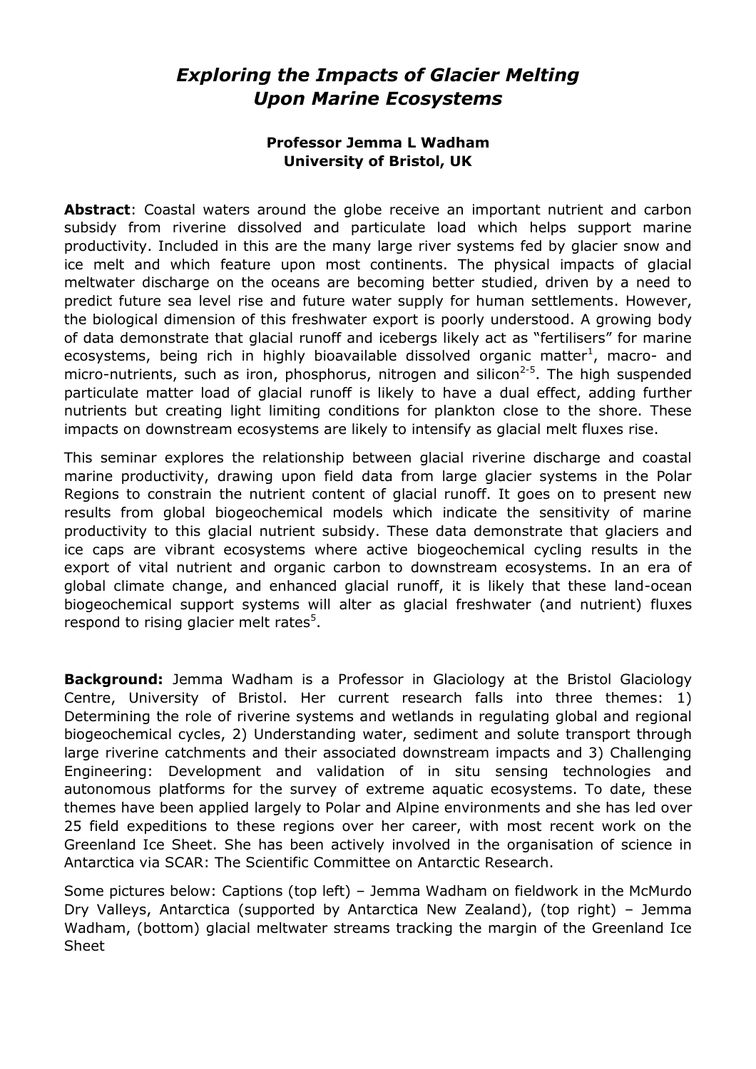# *Exploring the Impacts of Glacier Melting Upon Marine Ecosystems*

**Professor Jemma L Wadham**
**University of Bristol, UK**

**Abstract**: Coastal waters around the globe receive an important nutrient and carbon subsidy from riverine dissolved and particulate load which helps support marine productivity. Included in this are the many large river systems fed by glacier snow and ice melt and which feature upon most continents. The physical impacts of glacial meltwater discharge on the oceans are becoming better studied, driven by a need to predict future sea level rise and future water supply for human settlements. However, the biological dimension of this freshwater export is poorly understood. A growing body of data demonstrate that glacial runoff and icebergs likely act as "fertilisers" for marine ecosystems, being rich in highly bioavailable dissolved organic matter[1], macro- and micro-nutrients, such as iron, phosphorus, nitrogen and silicon[2-5]. The high suspended particulate matter load of glacial runoff is likely to have a dual effect, adding further nutrients but creating light limiting conditions for plankton close to the shore. These impacts on downstream ecosystems are likely to intensify as glacial melt fluxes rise.

This seminar explores the relationship between glacial riverine discharge and coastal marine productivity, drawing upon field data from large glacier systems in the Polar Regions to constrain the nutrient content of glacial runoff. It goes on to present new results from global biogeochemical models which indicate the sensitivity of marine productivity to this glacial nutrient subsidy. These data demonstrate that glaciers and ice caps are vibrant ecosystems where active biogeochemical cycling results in the export of vital nutrient and organic carbon to downstream ecosystems. In an era of global climate change, and enhanced glacial runoff, it is likely that these land-ocean biogeochemical support systems will alter as glacial freshwater (and nutrient) fluxes respond to rising glacier melt rates[5].

**Background:** Jemma Wadham is a Professor in Glaciology at the Bristol Glaciology Centre, University of Bristol. Her current research falls into three themes: 1) Determining the role of riverine systems and wetlands in regulating global and regional biogeochemical cycles, 2) Understanding water, sediment and solute transport through large riverine catchments and their associated downstream impacts and 3) Challenging Engineering: Development and validation of in situ sensing technologies and autonomous platforms for the survey of extreme aquatic ecosystems. To date, these themes have been applied largely to Polar and Alpine environments and she has led over 25 field expeditions to these regions over her career, with most recent work on the Greenland Ice Sheet. She has been actively involved in the organisation of science in Antarctica via SCAR: The Scientific Committee on Antarctic Research.

Some pictures below: Captions (top left) – Jemma Wadham on fieldwork in the McMurdo Dry Valleys, Antarctica (supported by Antarctica New Zealand), (top right) – Jemma Wadham, (bottom) glacial meltwater streams tracking the margin of the Greenland Ice Sheet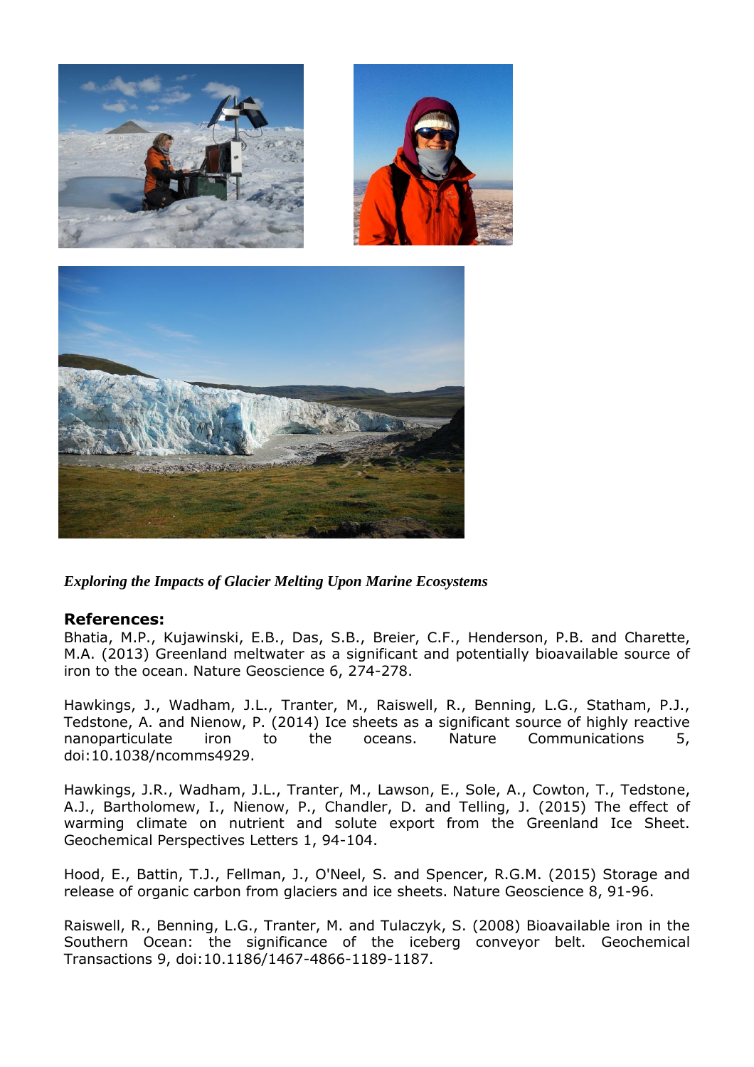*Exploring the Impacts of Glacier Melting Upon Marine Ecosystems*

## References:

Bhatia, M.P., Kujawinski, E.B., Das, S.B., Breier, C.F., Henderson, P.B. and Charette, M.A. (2013) Greenland meltwater as a significant and potentially bioavailable source of iron to the ocean. Nature Geoscience 6, 274-278.

Hawkings, J., Wadham, J.L., Tranter, M., Raiswell, R., Benning, L.G., Statham, P.J., Tedstone, A. and Nienow, P. (2014) Ice sheets as a significant source of highly reactive nanoparticulate iron to the oceans. Nature Communications 5, doi:10.1038/ncomms4929.

Hawkings, J.R., Wadham, J.L., Tranter, M., Lawson, E., Sole, A., Cowton, T., Tedstone, A.J., Bartholomew, I., Nienow, P., Chandler, D. and Telling, J. (2015) The effect of warming climate on nutrient and solute export from the Greenland Ice Sheet. Geochemical Perspectives Letters 1, 94-104.

Hood, E., Battin, T.J., Fellman, J., O'Neel, S. and Spencer, R.G.M. (2015) Storage and release of organic carbon from glaciers and ice sheets. Nature Geoscience 8, 91-96.

Raiswell, R., Benning, L.G., Tranter, M. and Tulaczyk, S. (2008) Bioavailable iron in the Southern Ocean: the significance of the iceberg conveyor belt. Geochemical Transactions 9, doi:10.1186/1467-4866-1189-1187.